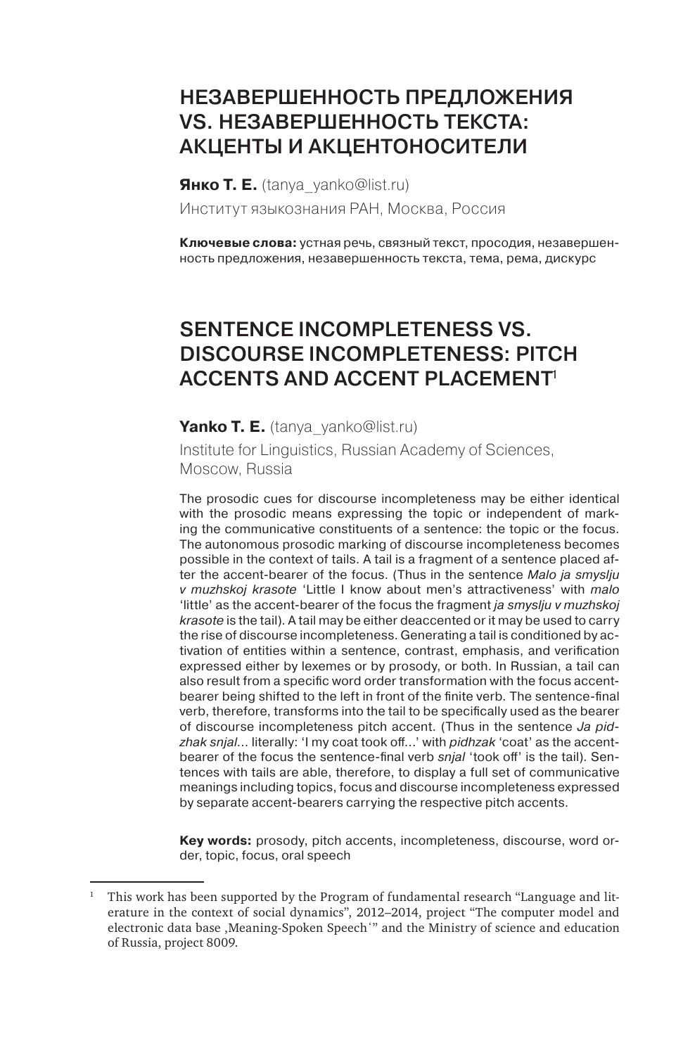# НЕЗАВЕРШЕННОСТЬ ПРЕДЛОЖЕНИЯ VS. НЕЗАВЕРШЕННОСТЬ ТЕКСТА: АКЦЕНТЫ И АКЦЕНТОНОСИТЕЛИ

**Янко Т. Е.** (tanya_yanko@list.ru)

Институт языкознания РАН, Москва, Россия

**Ключевые слова:** устная речь, связный текст, просодия, незавершенность предложения, незавершенность текста, тема, рема, дискурс

# SENTENCE INCOMPLETENESS VS. DISCOURSE INCOMPLETENESS: PITCH ACCENTS AND ACCENT PLACEMENT[1]

**Yanko T. E.** (tanya_yanko@list.ru)

Institute for Linguistics, Russian Academy of Sciences, Moscow, Russia

The prosodic cues for discourse incompleteness may be either identical with the prosodic means expressing the topic or independent of marking the communicative constituents of a sentence: the topic or the focus. The autonomous prosodic marking of discourse incompleteness becomes possible in the context of tails. A tail is a fragment of a sentence placed after the accent-bearer of the focus. (Thus in the sentence *Malo ja smyslju v muzhskoj krasote* 'Little I know about men's attractiveness' with *malo* 'little' as the accent-bearer of the focus the fragment *ja smyslju v muzhskoj krasote* is the tail). A tail may be either deaccented or it may be used to carry the rise of discourse incompleteness. Generating a tail is conditioned by activation of entities within a sentence, contrast, emphasis, and verification expressed either by lexemes or by prosody, or both. In Russian, a tail can also result from a specific word order transformation with the focus accent-bearer being shifted to the left in front of the finite verb. The sentence-final verb, therefore, transforms into the tail to be specifically used as the bearer of discourse incompleteness pitch accent. (Thus in the sentence *Ja pidzhak snjal*… literally: 'I my coat took off…' with *pidzhak* 'coat' as the accent-bearer of the focus the sentence-final verb *snjal* 'took off' is the tail). Sentences with tails are able, therefore, to display a full set of communicative meanings including topics, focus and discourse incompleteness expressed by separate accent-bearers carrying the respective pitch accents.

**Key words:** prosody, pitch accents, incompleteness, discourse, word order, topic, focus, oral speech

---

[1] This work has been supported by the Program of fundamental research "Language and literature in the context of social dynamics", 2012–2014, project "The computer model and electronic data base ‚Meaning-Spoken Speech'" and the Ministry of science and education of Russia, project 8009.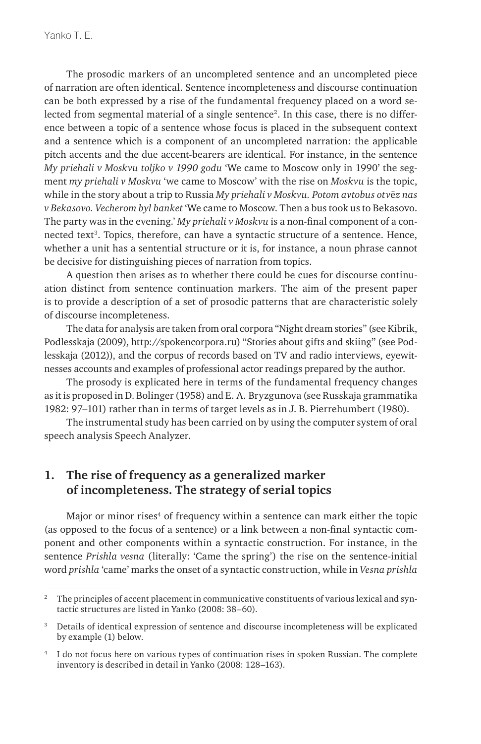The prosodic markers of an uncompleted sentence and an uncompleted piece of narration are often identical. Sentence incompleteness and discourse continuation can be both expressed by a rise of the fundamental frequency placed on a word selected from segmental material of a single sentence[2]. In this case, there is no difference between a topic of a sentence whose focus is placed in the subsequent context and a sentence which is a component of an uncompleted narration: the applicable pitch accents and the due accent-bearers are identical. For instance, in the sentence *My priehali v Moskvu toljko v 1990 godu* 'We came to Moscow only in 1990' the segment *my priehali v Moskvu* 'we came to Moscow' with the rise on *Moskvu* is the topic, while in the story about a trip to Russia *My priehali v Moskvu. Potom avtobus otvёz nas v Bekasovo. Vecherom byl banket* 'We came to Moscow. Then a bus took us to Bekasovo. The party was in the evening.' *My priehali v Moskvu* is a non-final component of a connected text[3]. Topics, therefore, can have a syntactic structure of a sentence. Hence, whether a unit has a sentential structure or it is, for instance, a noun phrase cannot be decisive for distinguishing pieces of narration from topics.

A question then arises as to whether there could be cues for discourse continuation distinct from sentence continuation markers. The aim of the present paper is to provide a description of a set of prosodic patterns that are characteristic solely of discourse incompleteness.

The data for analysis are taken from oral corpora "Night dream stories" (see Kibrik, Podlesskaja (2009), http://spokencorpora.ru) "Stories about gifts and skiing" (see Podlesskaja (2012)), and the corpus of records based on TV and radio interviews, eyewitnesses accounts and examples of professional actor readings prepared by the author.

The prosody is explicated here in terms of the fundamental frequency changes as it is proposed in D. Bolinger (1958) and E. A. Bryzgunova (see Russkaja grammatika 1982: 97–101) rather than in terms of target levels as in J. B. Pierrehumbert (1980).

The instrumental study has been carried on by using the computer system of oral speech analysis Speech Analyzer.

## 1. The rise of frequency as a generalized marker of incompleteness. The strategy of serial topics

Major or minor rises[4] of frequency within a sentence can mark either the topic (as opposed to the focus of a sentence) or a link between a non-final syntactic component and other components within a syntactic construction. For instance, in the sentence *Prishla vesna* (literally: 'Came the spring') the rise on the sentence-initial word *prishla* 'came' marks the onset of a syntactic construction, while in *Vesna prishla*

---

[2] The principles of accent placement in communicative constituents of various lexical and syntactic structures are listed in Yanko (2008: 38–60).

[3] Details of identical expression of sentence and discourse incompleteness will be explicated by example (1) below.

[4] I do not focus here on various types of continuation rises in spoken Russian. The complete inventory is described in detail in Yanko (2008: 128–163).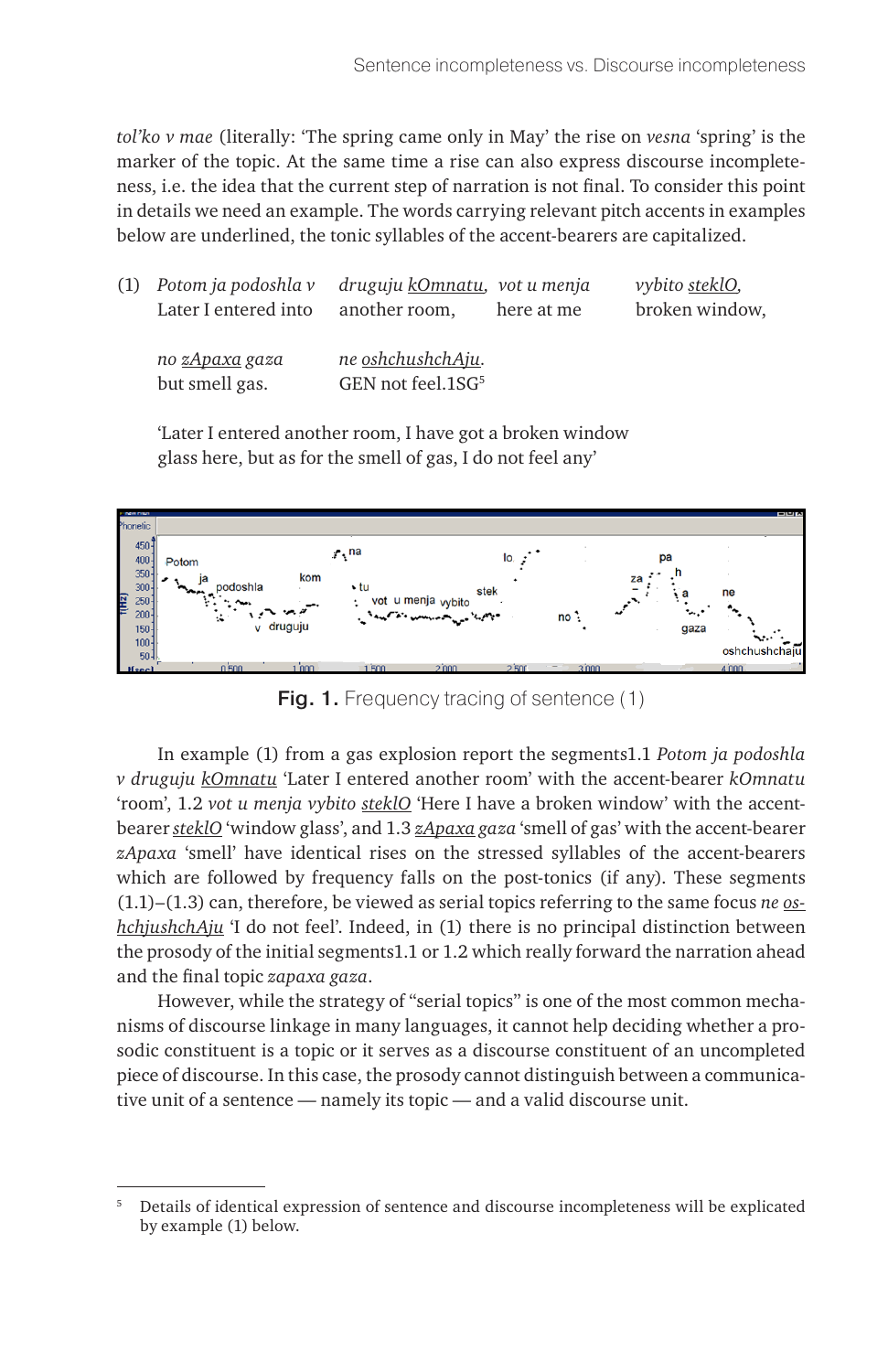*tol'ko v mae* (literally: 'The spring came only in May' the rise on *vesna* 'spring' is the marker of the topic. At the same time a rise can also express discourse incompleteness, i.e. the idea that the current step of narration is not final. To consider this point in details we need an example. The words carrying relevant pitch accents in examples below are underlined, the tonic syllables of the accent-bearers are capitalized.

(1) *Potom ja podoshla v* *druguju* <u>*kOmnatu*</u>, *vot u menja* *vybito* <u>*steklO*</u>,
Later I entered into another room, here at me broken window,

*no* <u>*zApaxa*</u> *gaza* *ne* <u>*oshchushchAju*</u>.
but smell gas. GEN not feel.1SG[5]

'Later I entered another room, I have got a broken window glass here, but as for the smell of gas, I do not feel any'

**Fig. 1.** Frequency tracing of sentence (1)

In example (1) from a gas explosion report the segments1.1 *Potom ja podoshla v druguju* <u>*kOmnatu*</u> 'Later I entered another room' with the accent-bearer *kOmnatu* 'room', 1.2 *vot u menja vybito* <u>*steklO*</u> 'Here I have a broken window' with the accent-bearer <u>*steklO*</u> 'window glass', and 1.3 <u>*zApaxa*</u> *gaza* 'smell of gas' with the accent-bearer *zApaxa* 'smell' have identical rises on the stressed syllables of the accent-bearers which are followed by frequency falls on the post-tonics (if any). These segments (1.1)–(1.3) can, therefore, be viewed as serial topics referring to the same focus *ne* <u>*oshchjushchAju*</u> 'I do not feel'. Indeed, in (1) there is no principal distinction between the prosody of the initial segments1.1 or 1.2 which really forward the narration ahead and the final topic *zapaxa gaza*.

However, while the strategy of "serial topics" is one of the most common mechanisms of discourse linkage in many languages, it cannot help deciding whether a prosodic constituent is a topic or it serves as a discourse constituent of an uncompleted piece of discourse. In this case, the prosody cannot distinguish between a communicative unit of a sentence — namely its topic — and a valid discourse unit.

---

[5] Details of identical expression of sentence and discourse incompleteness will be explicated by example (1) below.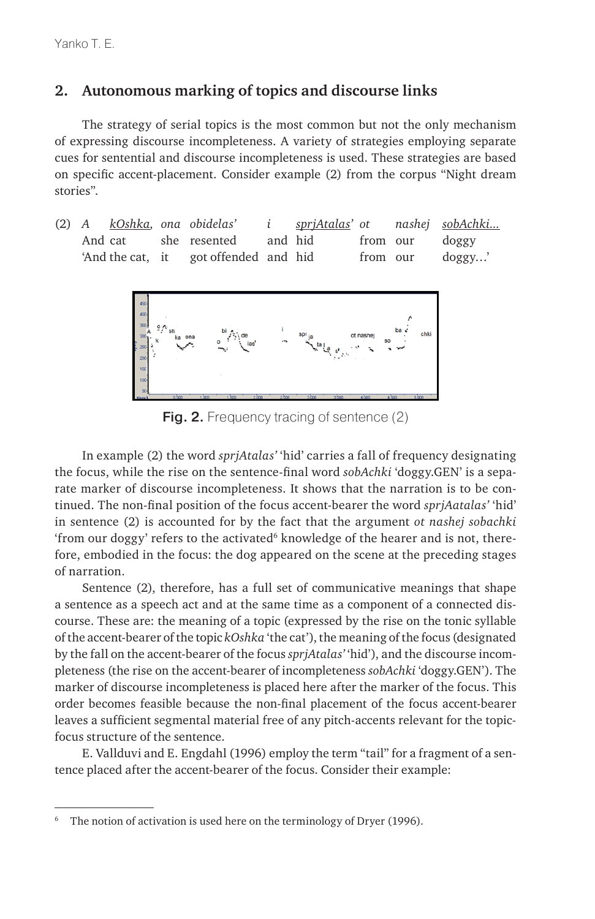## 2. Autonomous marking of topics and discourse links

The strategy of serial topics is the most common but not the only mechanism of expressing discourse incompleteness. A variety of strategies employing separate cues for sentential and discourse incompleteness is used. These strategies are based on specific accent-placement. Consider example (2) from the corpus "Night dream stories".

(2) *A* *<u>kOshka</u>,* *ona* *obidelas'* *i* *<u>sprjAtalas'</u>* *ot* *nashej* *<u>sobAchki</u>...*
And cat she resented and hid from our doggy
'And the cat, it got offended and hid from our doggy...'

**Fig. 2.** Frequency tracing of sentence (2)

In example (2) the word *sprjAtalas'* 'hid' carries a fall of frequency designating the focus, while the rise on the sentence-final word *sobAchki* 'doggy.GEN' is a separate marker of discourse incompleteness. It shows that the narration is to be continued. The non-final position of the focus accent-bearer the word *sprjAatalas'* 'hid' in sentence (2) is accounted for by the fact that the argument *ot nashej sobachki* 'from our doggy' refers to the activated[6] knowledge of the hearer and is not, therefore, embodied in the focus: the dog appeared on the scene at the preceding stages of narration.

Sentence (2), therefore, has a full set of communicative meanings that shape a sentence as a speech act and at the same time as a component of a connected discourse. These are: the meaning of a topic (expressed by the rise on the tonic syllable of the accent-bearer of the topic *kOshka* 'the cat'), the meaning of the focus (designated by the fall on the accent-bearer of the focus *sprjAtalas'* 'hid'), and the discourse incompleteness (the rise on the accent-bearer of incompleteness *sobAchki* 'doggy.GEN'). The marker of discourse incompleteness is placed here after the marker of the focus. This order becomes feasible because the non-final placement of the focus accent-bearer leaves a sufficient segmental material free of any pitch-accents relevant for the topic-focus structure of the sentence.

E. Vallduvi and E. Engdahl (1996) employ the term "tail" for a fragment of a sentence placed after the accent-bearer of the focus. Consider their example:

[6] The notion of activation is used here on the terminology of Dryer (1996).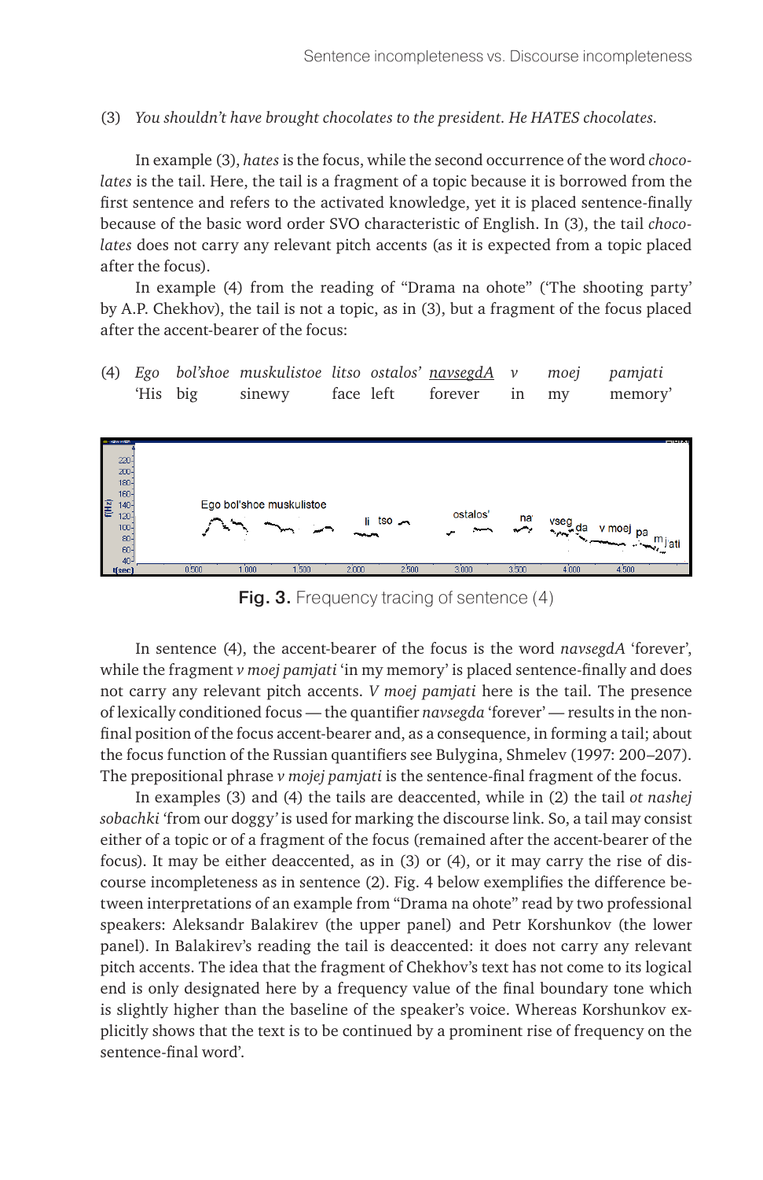(3) *You shouldn't have brought chocolates to the president. He HATES chocolates.*

In example (3), *hates* is the focus, while the second occurrence of the word *chocolates* is the tail. Here, the tail is a fragment of a topic because it is borrowed from the first sentence and refers to the activated knowledge, yet it is placed sentence-finally because of the basic word order SVO characteristic of English. In (3), the tail *chocolates* does not carry any relevant pitch accents (as it is expected from a topic placed after the focus).

In example (4) from the reading of "Drama na ohote" ('The shooting party' by A.P. Chekhov), the tail is not a topic, as in (3), but a fragment of the focus placed after the accent-bearer of the focus:

(4) *Ego bol'shoe muskulistoe litso ostalos' <u>navsegdA</u> v moej pamjati*
'His big sinewy face left forever in my memory'

**Fig. 3.** Frequency tracing of sentence (4)

In sentence (4), the accent-bearer of the focus is the word *navsegdA* 'forever', while the fragment *v moej pamjati* 'in my memory' is placed sentence-finally and does not carry any relevant pitch accents. *V moej pamjati* here is the tail. The presence of lexically conditioned focus — the quantifier *navsegda* 'forever' — results in the non-final position of the focus accent-bearer and, as a consequence, in forming a tail; about the focus function of the Russian quantifiers see Bulygina, Shmelev (1997: 200–207). The prepositional phrase *v mojej pamjati* is the sentence-final fragment of the focus.

In examples (3) and (4) the tails are deaccented, while in (2) the tail *ot nashej sobachki* 'from our doggy' is used for marking the discourse link. So, a tail may consist either of a topic or of a fragment of the focus (remained after the accent-bearer of the focus). It may be either deaccented, as in (3) or (4), or it may carry the rise of discourse incompleteness as in sentence (2). Fig. 4 below exemplifies the difference between interpretations of an example from "Drama na ohote" read by two professional speakers: Aleksandr Balakirev (the upper panel) and Petr Korshunkov (the lower panel). In Balakirev's reading the tail is deaccented: it does not carry any relevant pitch accents. The idea that the fragment of Chekhov's text has not come to its logical end is only designated here by a frequency value of the final boundary tone which is slightly higher than the baseline of the speaker's voice. Whereas Korshunkov explicitly shows that the text is to be continued by a prominent rise of frequency on the sentence-final word'.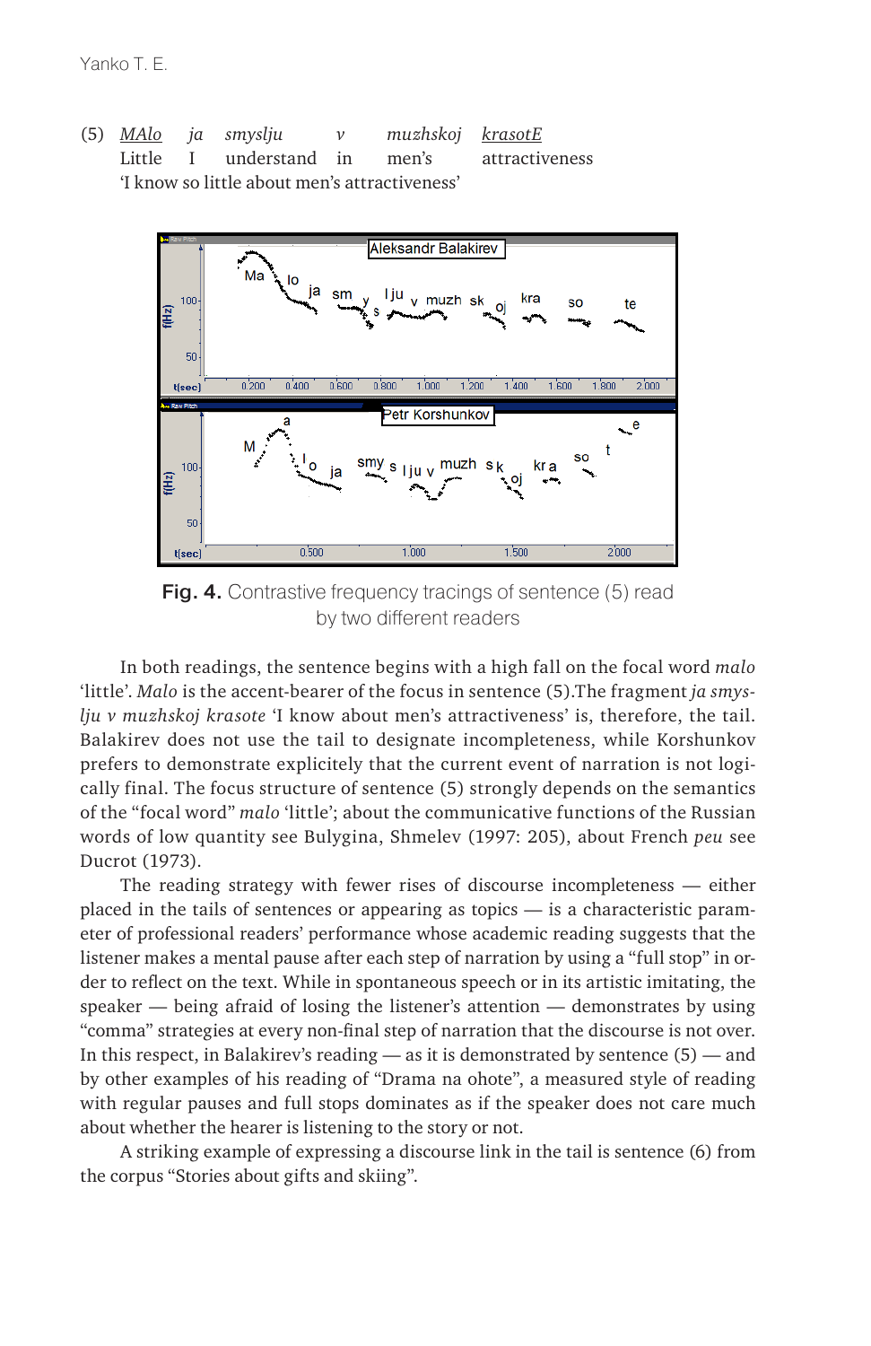(5) <u>*MAlo*</u> *ja* *smyslju* *v* *muzhskoj* <u>*krasotE*</u>
Little I understand in men's attractiveness
'I know so little about men's attractiveness'

**Fig. 4.** Contrastive frequency tracings of sentence (5) read by two different readers

In both readings, the sentence begins with a high fall on the focal word *malo* 'little'. *Malo* is the accent-bearer of the focus in sentence (5).The fragment *ja smyslju v muzhskoj krasote* 'I know about men's attractiveness' is, therefore, the tail. Balakirev does not use the tail to designate incompleteness, while Korshunkov prefers to demonstrate explicitely that the current event of narration is not logically final. The focus structure of sentence (5) strongly depends on the semantics of the "focal word" *malo* 'little'; about the communicative functions of the Russian words of low quantity see Bulygina, Shmelev (1997: 205), about French *peu* see Ducrot (1973).

The reading strategy with fewer rises of discourse incompleteness — either placed in the tails of sentences or appearing as topics — is a characteristic parameter of professional readers' performance whose academic reading suggests that the listener makes a mental pause after each step of narration by using a "full stop" in order to reflect on the text. While in spontaneous speech or in its artistic imitating, the speaker — being afraid of losing the listener's attention — demonstrates by using "comma" strategies at every non-final step of narration that the discourse is not over. In this respect, in Balakirev's reading — as it is demonstrated by sentence (5) — and by other examples of his reading of "Drama na ohote", a measured style of reading with regular pauses and full stops dominates as if the speaker does not care much about whether the hearer is listening to the story or not.

A striking example of expressing a discourse link in the tail is sentence (6) from the corpus "Stories about gifts and skiing".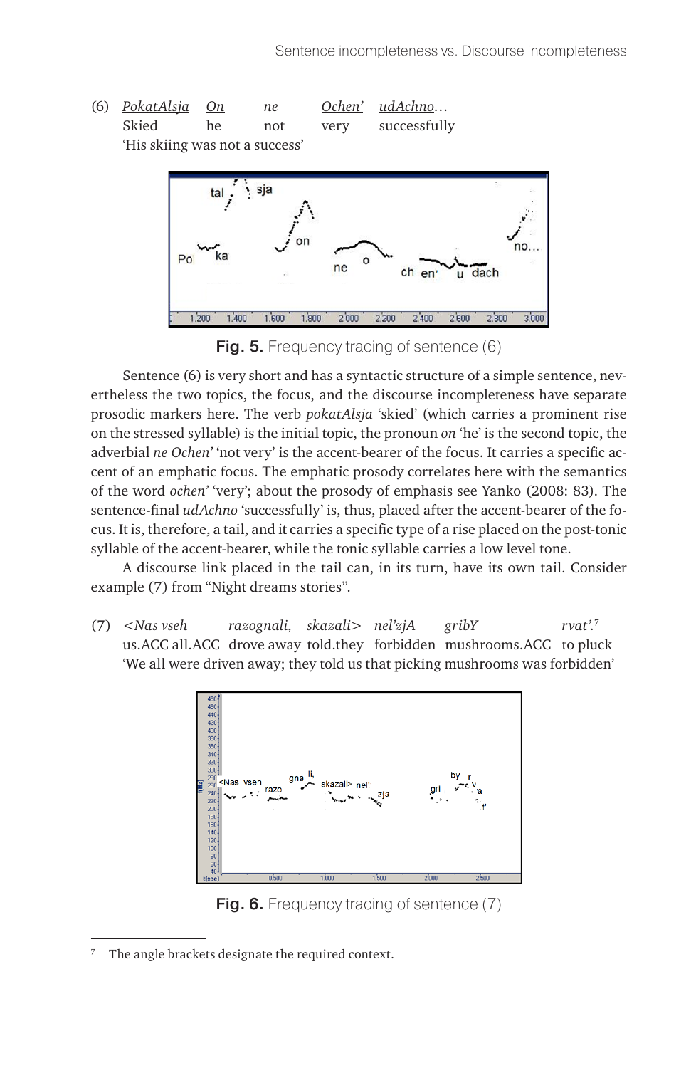(6) <u>*PokatAlsja*</u> <u>*On*</u> *ne* <u>*Ochen'*</u> <u>*udAchno*</u>…
Skied he not very successfully
'His skiing was not a success'

**Fig. 5.** Frequency tracing of sentence (6)

Sentence (6) is very short and has a syntactic structure of a simple sentence, nevertheless the two topics, the focus, and the discourse incompleteness have separate prosodic markers here. The verb *pokatAlsja* 'skied' (which carries a prominent rise on the stressed syllable) is the initial topic, the pronoun *on* 'he' is the second topic, the adverbial *ne Ochen'* 'not very' is the accent-bearer of the focus. It carries a specific accent of an emphatic focus. The emphatic prosody correlates here with the semantics of the word *ochen'* 'very'; about the prosody of emphasis see Yanko (2008: 83). The sentence-final *udAchno* 'successfully' is, thus, placed after the accent-bearer of the focus. It is, therefore, a tail, and it carries a specific type of a rise placed on the post-tonic syllable of the accent-bearer, while the tonic syllable carries a low level tone.

A discourse link placed in the tail can, in its turn, have its own tail. Consider example (7) from "Night dreams stories".

(7) *<Nas vseh razognali, skazali>* <u>*nel'zjA*</u> <u>*gribY*</u> *rvat'.*[7]
us.ACC all.ACC drove away told.they forbidden mushrooms.ACC to pluck
'We all were driven away; they told us that picking mushrooms was forbidden'

**Fig. 6.** Frequency tracing of sentence (7)

[7] The angle brackets designate the required context.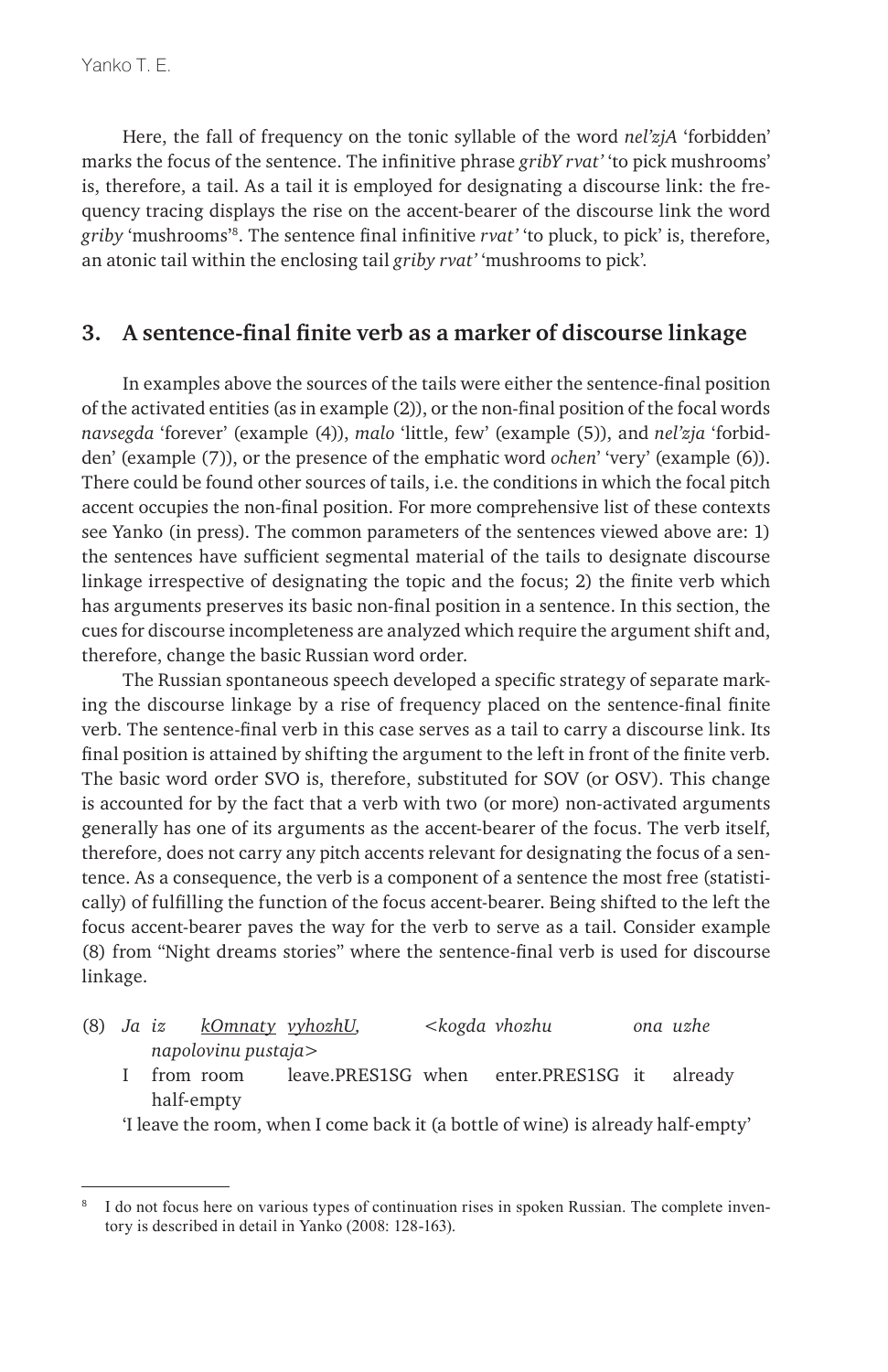Here, the fall of frequency on the tonic syllable of the word *nel'zjA* 'forbidden' marks the focus of the sentence. The infinitive phrase *gribY rvat'* 'to pick mushrooms' is, therefore, a tail. As a tail it is employed for designating a discourse link: the frequency tracing displays the rise on the accent-bearer of the discourse link the word *griby* 'mushrooms'[8]. The sentence final infinitive *rvat'* 'to pluck, to pick' is, therefore, an atonic tail within the enclosing tail *griby rvat'* 'mushrooms to pick'.

## 3. A sentence-final finite verb as a marker of discourse linkage

In examples above the sources of the tails were either the sentence-final position of the activated entities (as in example (2)), or the non-final position of the focal words *navsegda* 'forever' (example (4)), *malo* 'little, few' (example (5)), and *nel'zja* 'forbidden' (example (7)), or the presence of the emphatic word *ochen*' 'very' (example (6)). There could be found other sources of tails, i.e. the conditions in which the focal pitch accent occupies the non-final position. For more comprehensive list of these contexts see Yanko (in press). The common parameters of the sentences viewed above are: 1) the sentences have sufficient segmental material of the tails to designate discourse linkage irrespective of designating the topic and the focus; 2) the finite verb which has arguments preserves its basic non-final position in a sentence. In this section, the cues for discourse incompleteness are analyzed which require the argument shift and, therefore, change the basic Russian word order.

The Russian spontaneous speech developed a specific strategy of separate marking the discourse linkage by a rise of frequency placed on the sentence-final finite verb. The sentence-final verb in this case serves as a tail to carry a discourse link. Its final position is attained by shifting the argument to the left in front of the finite verb. The basic word order SVO is, therefore, substituted for SOV (or OSV). This change is accounted for by the fact that a verb with two (or more) non-activated arguments generally has one of its arguments as the accent-bearer of the focus. The verb itself, therefore, does not carry any pitch accents relevant for designating the focus of a sentence. As a consequence, the verb is a component of a sentence the most free (statistically) of fulfilling the function of the focus accent-bearer. Being shifted to the left the focus accent-bearer paves the way for the verb to serve as a tail. Consider example (8) from "Night dreams stories" where the sentence-final verb is used for discourse linkage.

(8) *Ja iz <u>kOmnaty</u> <u>vyhozhU,</u> <kogda vhozhu ona uzhe napolovinu pustaja>*
I from room leave.PRES1SG when enter.PRES1SG it already half-empty
'I leave the room, when I come back it (a bottle of wine) is already half-empty'

---

[8] I do not focus here on various types of continuation rises in spoken Russian. The complete inventory is described in detail in Yanko (2008: 128-163).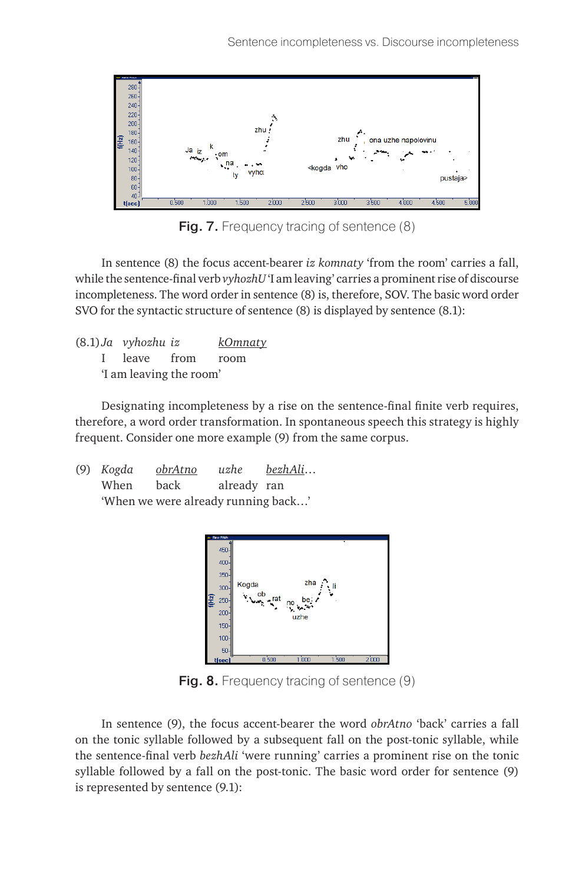**Fig. 7.** Frequency tracing of sentence (8)

In sentence (8) the focus accent-bearer *iz komnaty* 'from the room' carries a fall, while the sentence-final verb *vyhozhU* 'I am leaving' carries a prominent rise of discourse incompleteness. The word order in sentence (8) is, therefore, SOV. The basic word order SVO for the syntactic structure of sentence (8) is displayed by sentence (8.1):

(8.1) *Ja vyhozhu iz <u>kOmnaty</u>*
I leave from room
'I am leaving the room'

Designating incompleteness by a rise on the sentence-final finite verb requires, therefore, a word order transformation. In spontaneous speech this strategy is highly frequent. Consider one more example (9) from the same corpus.

(9) *Kogda <u>obrAtno</u> uzhe <u>bezhAli</u>…*
When back already ran
'When we were already running back…'

**Fig. 8.** Frequency tracing of sentence (9)

In sentence (9), the focus accent-bearer the word *obrAtno* 'back' carries a fall on the tonic syllable followed by a subsequent fall on the post-tonic syllable, while the sentence-final verb *bezhAli* 'were running' carries a prominent rise on the tonic syllable followed by a fall on the post-tonic. The basic word order for sentence (9) is represented by sentence (9.1):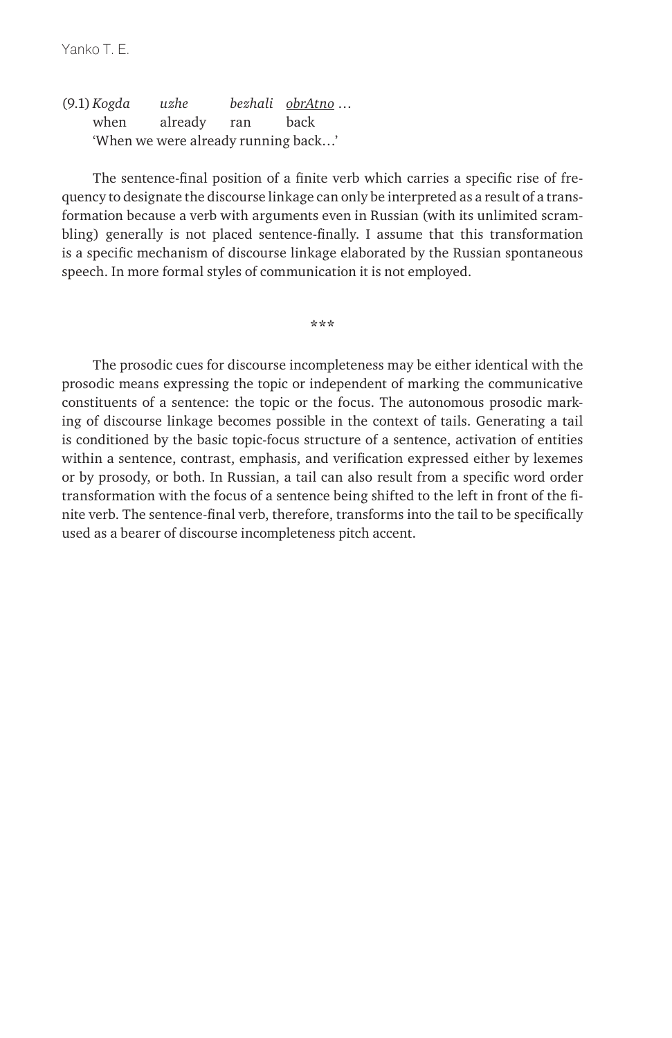(9.1) *Kogda* *uzhe* *bezhali* *<u>obrAtno</u>* …
when already ran back
'When we were already running back…'

The sentence-final position of a finite verb which carries a specific rise of frequency to designate the discourse linkage can only be interpreted as a result of a transformation because a verb with arguments even in Russian (with its unlimited scrambling) generally is not placed sentence-finally. I assume that this transformation is a specific mechanism of discourse linkage elaborated by the Russian spontaneous speech. In more formal styles of communication it is not employed.

\*\*\*

The prosodic cues for discourse incompleteness may be either identical with the prosodic means expressing the topic or independent of marking the communicative constituents of a sentence: the topic or the focus. The autonomous prosodic marking of discourse linkage becomes possible in the context of tails. Generating a tail is conditioned by the basic topic-focus structure of a sentence, activation of entities within a sentence, contrast, emphasis, and verification expressed either by lexemes or by prosody, or both. In Russian, a tail can also result from a specific word order transformation with the focus of a sentence being shifted to the left in front of the finite verb. The sentence-final verb, therefore, transforms into the tail to be specifically used as a bearer of discourse incompleteness pitch accent.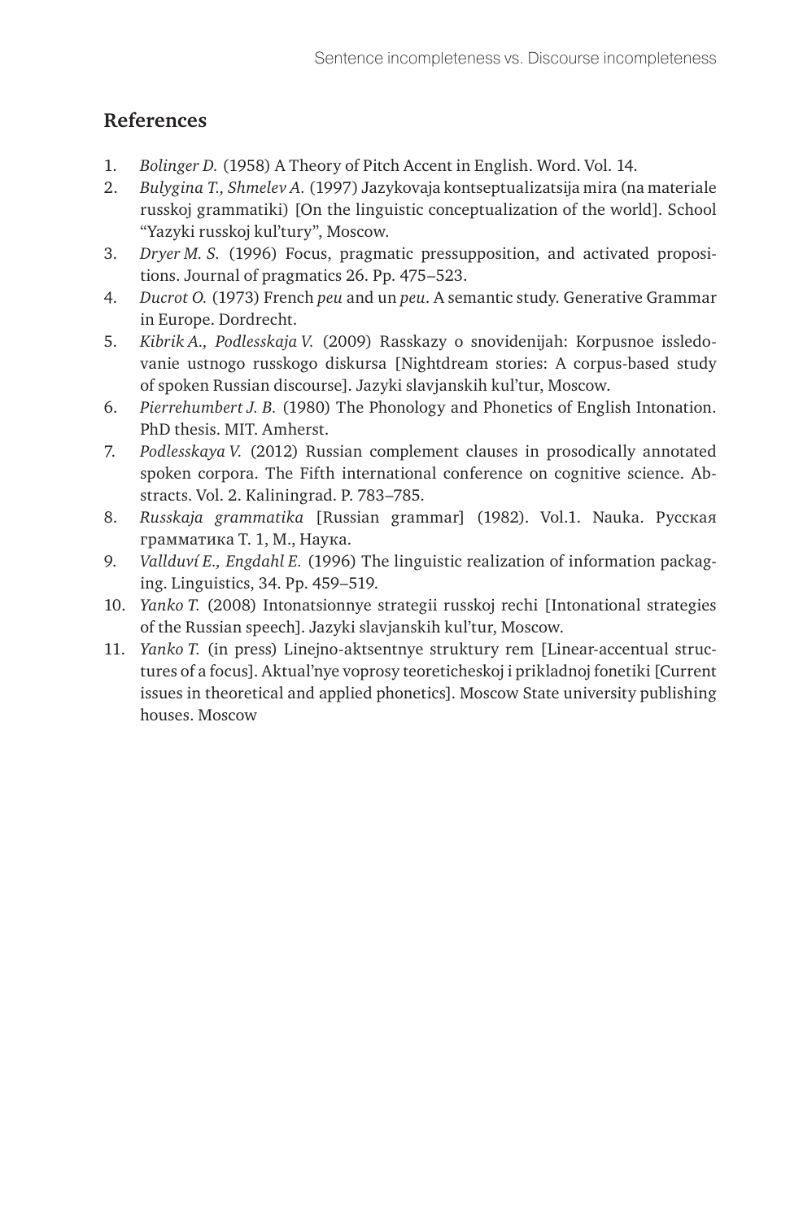## References

1. *Bolinger D.* (1958) A Theory of Pitch Accent in English. Word. Vol. 14.
2. *Bulygina T., Shmelev A.* (1997) Jazykovaja kontseptualizatsija mira (na materiale russkoj grammatiki) [On the linguistic conceptualization of the world]. School “Yazyki russkoj kul’tury”, Moscow.
3. *Dryer M. S.* (1996) Focus, pragmatic pressupposition, and activated propositions. Journal of pragmatics 26. Pp. 475–523.
4. *Ducrot O.* (1973) French *peu* and un *peu*. A semantic study. Generative Grammar in Europe. Dordrecht.
5. *Kibrik A., Podlesskaja V.* (2009) Rasskazy o snovidenijah: Korpusnoe issledovanie ustnogo russkogo diskursa [Nightdream stories: A corpus-based study of spoken Russian discourse]. Jazyki slavjanskih kul’tur, Moscow.
6. *Pierrehumbert J. B.* (1980) The Phonology and Phonetics of English Intonation. PhD thesis. MIT. Amherst.
7. *Podlesskaya V.* (2012) Russian complement clauses in prosodically annotated spoken corpora. The Fifth international conference on cognitive science. Abstracts. Vol. 2. Kaliningrad. P. 783–785.
8. *Russkaja grammatika* [Russian grammar] (1982). Vol.1. Nauka. Русская грамматика Т. 1, М., Наука.
9. *Vallduví E., Engdahl E.* (1996) The linguistic realization of information packaging. Linguistics, 34. Pp. 459–519.
10. *Yanko T.* (2008) Intonatsionnye strategii russkoj rechi [Intonational strategies of the Russian speech]. Jazyki slavjanskih kul’tur, Moscow.
11. *Yanko T.* (in press) Linejno-aktsentnye struktury rem [Linear-accentual structures of a focus]. Aktual’nye voprosy teoreticheskoj i prikladnoj fonetiki [Current issues in theoretical and applied phonetics]. Moscow State university publishing houses. Moscow